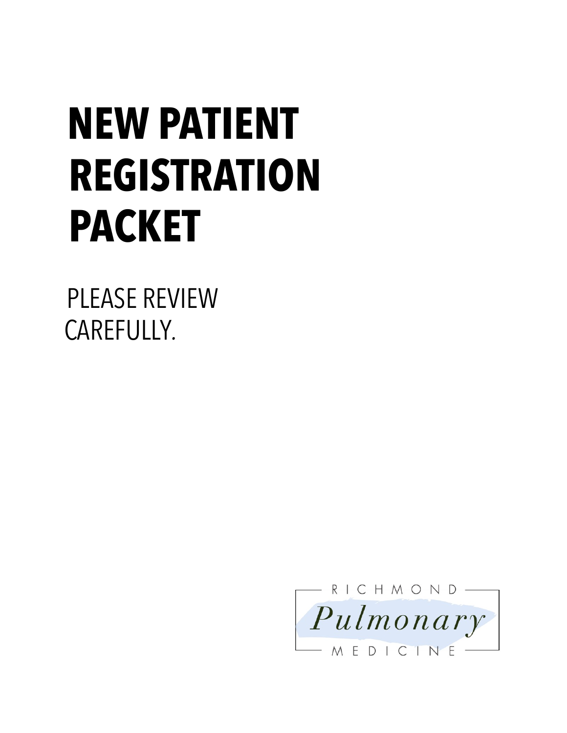# NEW PATIENT REGISTRATION PACKET

PLEASE REVIEW CAREFULLY.

RICHMOND
*Pulmonary*
MEDICINE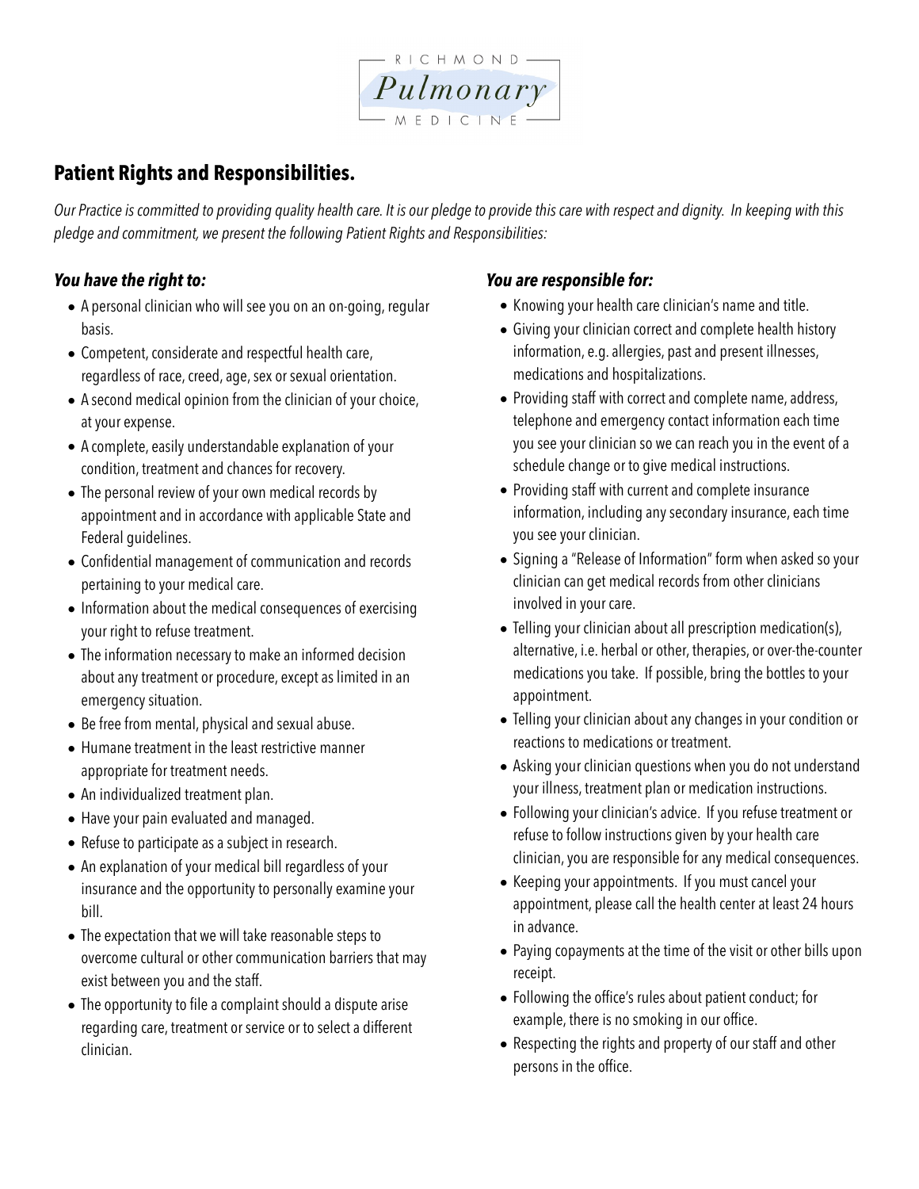RICHMOND
Pulmonary
MEDICINE

## Patient Rights and Responsibilities.

*Our Practice is committed to providing quality health care. It is our pledge to provide this care with respect and dignity. In keeping with this pledge and commitment, we present the following Patient Rights and Responsibilities:*

### *You have the right to:*

- A personal clinician who will see you on an on-going, regular basis.
- Competent, considerate and respectful health care, regardless of race, creed, age, sex or sexual orientation.
- A second medical opinion from the clinician of your choice, at your expense.
- A complete, easily understandable explanation of your condition, treatment and chances for recovery.
- The personal review of your own medical records by appointment and in accordance with applicable State and Federal guidelines.
- Confidential management of communication and records pertaining to your medical care.
- Information about the medical consequences of exercising your right to refuse treatment.
- The information necessary to make an informed decision about any treatment or procedure, except as limited in an emergency situation.
- Be free from mental, physical and sexual abuse.
- Humane treatment in the least restrictive manner appropriate for treatment needs.
- An individualized treatment plan.
- Have your pain evaluated and managed.
- Refuse to participate as a subject in research.
- An explanation of your medical bill regardless of your insurance and the opportunity to personally examine your bill.
- The expectation that we will take reasonable steps to overcome cultural or other communication barriers that may exist between you and the staff.
- The opportunity to file a complaint should a dispute arise regarding care, treatment or service or to select a different clinician.

### *You are responsible for:*

- Knowing your health care clinician's name and title.
- Giving your clinician correct and complete health history information, e.g. allergies, past and present illnesses, medications and hospitalizations.
- Providing staff with correct and complete name, address, telephone and emergency contact information each time you see your clinician so we can reach you in the event of a schedule change or to give medical instructions.
- Providing staff with current and complete insurance information, including any secondary insurance, each time you see your clinician.
- Signing a "Release of Information" form when asked so your clinician can get medical records from other clinicians involved in your care.
- Telling your clinician about all prescription medication(s), alternative, i.e. herbal or other, therapies, or over-the-counter medications you take. If possible, bring the bottles to your appointment.
- Telling your clinician about any changes in your condition or reactions to medications or treatment.
- Asking your clinician questions when you do not understand your illness, treatment plan or medication instructions.
- Following your clinician's advice. If you refuse treatment or refuse to follow instructions given by your health care clinician, you are responsible for any medical consequences.
- Keeping your appointments. If you must cancel your appointment, please call the health center at least 24 hours in advance.
- Paying copayments at the time of the visit or other bills upon receipt.
- Following the office's rules about patient conduct; for example, there is no smoking in our office.
- Respecting the rights and property of our staff and other persons in the office.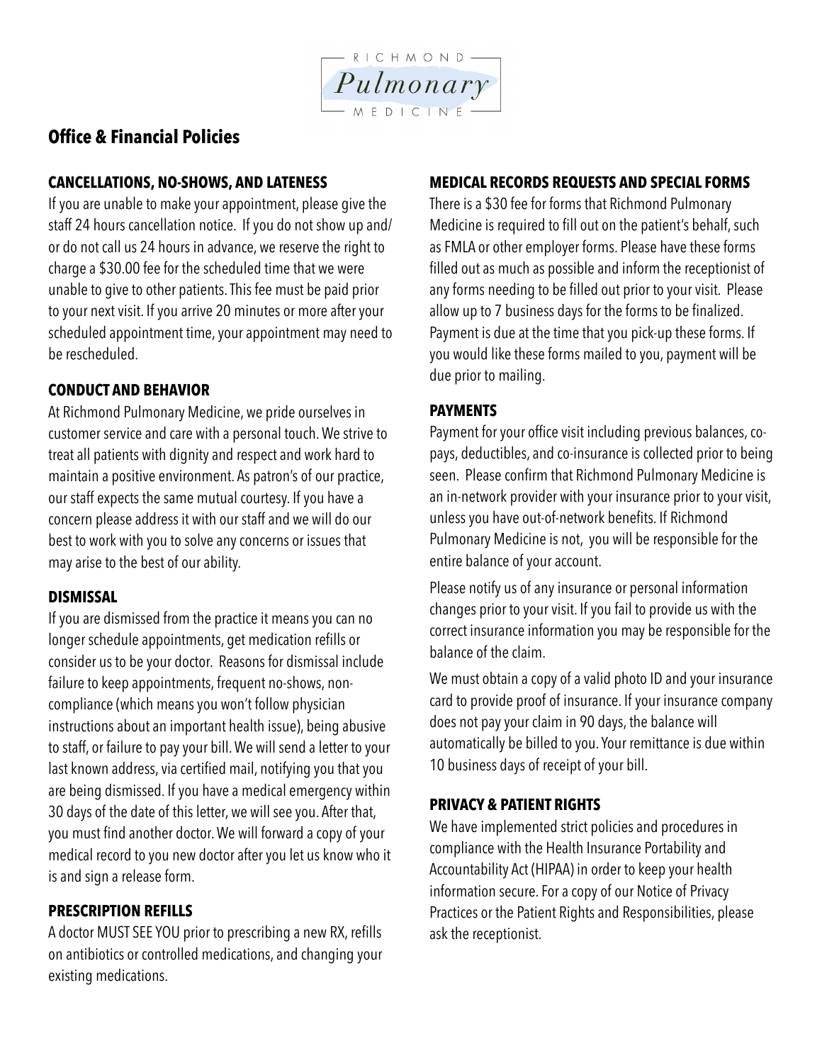RICHMOND Pulmonary MEDICINE

## Office & Financial Policies

### CANCELLATIONS, NO-SHOWS, AND LATENESS

If you are unable to make your appointment, please give the staff 24 hours cancellation notice. If you do not show up and/ or do not call us 24 hours in advance, we reserve the right to charge a $30.00 fee for the scheduled time that we were unable to give to other patients. This fee must be paid prior to your next visit. If you arrive 20 minutes or more after your scheduled appointment time, your appointment may need to be rescheduled.

### CONDUCT AND BEHAVIOR

At Richmond Pulmonary Medicine, we pride ourselves in customer service and care with a personal touch. We strive to treat all patients with dignity and respect and work hard to maintain a positive environment. As patron's of our practice, our staff expects the same mutual courtesy. If you have a concern please address it with our staff and we will do our best to work with you to solve any concerns or issues that may arise to the best of our ability.

### DISMISSAL

If you are dismissed from the practice it means you can no longer schedule appointments, get medication refills or consider us to be your doctor. Reasons for dismissal include failure to keep appointments, frequent no-shows, non-compliance (which means you won't follow physician instructions about an important health issue), being abusive to staff, or failure to pay your bill. We will send a letter to your last known address, via certified mail, notifying you that you are being dismissed. If you have a medical emergency within 30 days of the date of this letter, we will see you. After that, you must find another doctor. We will forward a copy of your medical record to you new doctor after you let us know who it is and sign a release form.

### PRESCRIPTION REFILLS

A doctor MUST SEE YOU prior to prescribing a new RX, refills on antibiotics or controlled medications, and changing your existing medications.

### MEDICAL RECORDS REQUESTS AND SPECIAL FORMS

There is a $30 fee for forms that Richmond Pulmonary Medicine is required to fill out on the patient's behalf, such as FMLA or other employer forms. Please have these forms filled out as much as possible and inform the receptionist of any forms needing to be filled out prior to your visit. Please allow up to 7 business days for the forms to be finalized. Payment is due at the time that you pick-up these forms. If you would like these forms mailed to you, payment will be due prior to mailing.

### PAYMENTS

Payment for your office visit including previous balances, co-pays, deductibles, and co-insurance is collected prior to being seen. Please confirm that Richmond Pulmonary Medicine is an in-network provider with your insurance prior to your visit, unless you have out-of-network benefits. If Richmond Pulmonary Medicine is not, you will be responsible for the entire balance of your account.

Please notify us of any insurance or personal information changes prior to your visit. If you fail to provide us with the correct insurance information you may be responsible for the balance of the claim.

We must obtain a copy of a valid photo ID and your insurance card to provide proof of insurance. If your insurance company does not pay your claim in 90 days, the balance will automatically be billed to you. Your remittance is due within 10 business days of receipt of your bill.

### PRIVACY & PATIENT RIGHTS

We have implemented strict policies and procedures in compliance with the Health Insurance Portability and Accountability Act (HIPAA) in order to keep your health information secure. For a copy of our Notice of Privacy Practices or the Patient Rights and Responsibilities, please ask the receptionist.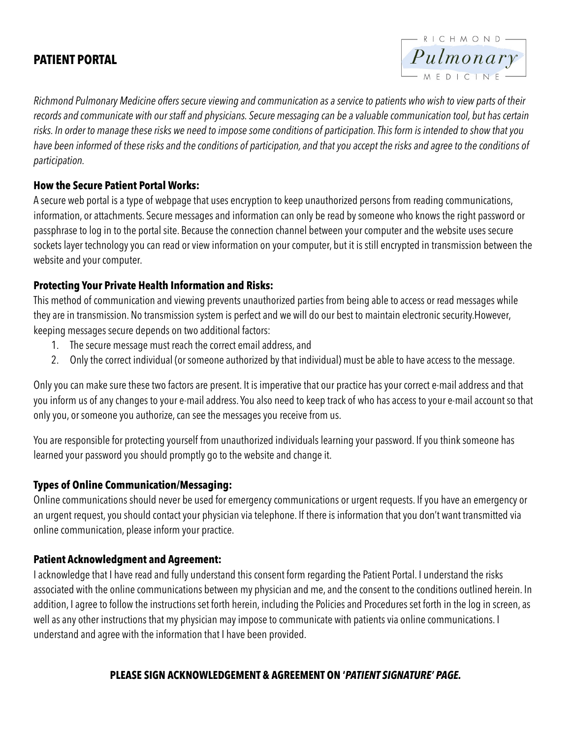# PATIENT PORTAL

RICHMOND Pulmonary MEDICINE

*Richmond Pulmonary Medicine offers secure viewing and communication as a service to patients who wish to view parts of their records and communicate with our staff and physicians. Secure messaging can be a valuable communication tool, but has certain risks. In order to manage these risks we need to impose some conditions of participation. This form is intended to show that you have been informed of these risks and the conditions of participation, and that you accept the risks and agree to the conditions of participation.*

### How the Secure Patient Portal Works:

A secure web portal is a type of webpage that uses encryption to keep unauthorized persons from reading communications, information, or attachments. Secure messages and information can only be read by someone who knows the right password or passphrase to log in to the portal site. Because the connection channel between your computer and the website uses secure sockets layer technology you can read or view information on your computer, but it is still encrypted in transmission between the website and your computer.

### Protecting Your Private Health Information and Risks:

This method of communication and viewing prevents unauthorized parties from being able to access or read messages while they are in transmission. No transmission system is perfect and we will do our best to maintain electronic security.However, keeping messages secure depends on two additional factors:

1. The secure message must reach the correct email address, and
2. Only the correct individual (or someone authorized by that individual) must be able to have access to the message.

Only you can make sure these two factors are present. It is imperative that our practice has your correct e-mail address and that you inform us of any changes to your e-mail address. You also need to keep track of who has access to your e-mail account so that only you, or someone you authorize, can see the messages you receive from us.

You are responsible for protecting yourself from unauthorized individuals learning your password. If you think someone has learned your password you should promptly go to the website and change it.

### Types of Online Communication/Messaging:

Online communications should never be used for emergency communications or urgent requests. If you have an emergency or an urgent request, you should contact your physician via telephone. If there is information that you don't want transmitted via online communication, please inform your practice.

### Patient Acknowledgment and Agreement:

I acknowledge that I have read and fully understand this consent form regarding the Patient Portal. I understand the risks associated with the online communications between my physician and me, and the consent to the conditions outlined herein. In addition, I agree to follow the instructions set forth herein, including the Policies and Procedures set forth in the log in screen, as well as any other instructions that my physician may impose to communicate with patients via online communications. I understand and agree with the information that I have been provided.

**PLEASE SIGN ACKNOWLEDGEMENT & AGREEMENT ON '*PATIENT SIGNATURE' PAGE.***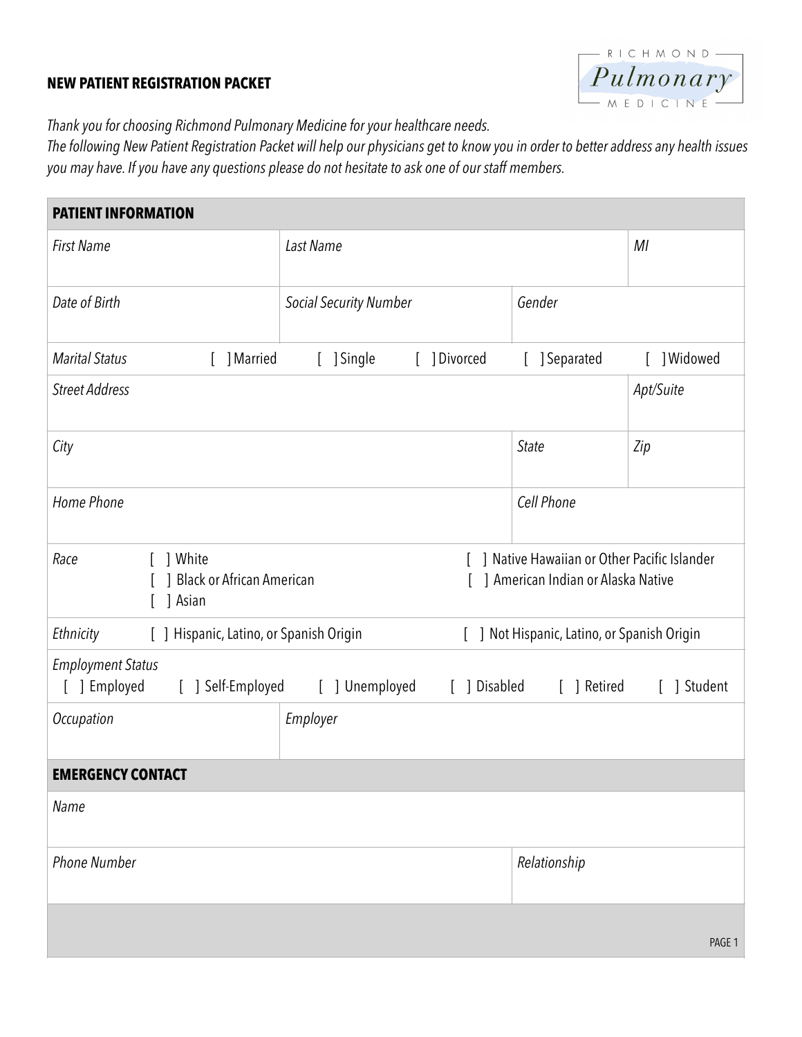**NEW PATIENT REGISTRATION PACKET**

RICHMOND *Pulmonary* MEDICINE

*Thank you for choosing Richmond Pulmonary Medicine for your healthcare needs.*
*The following New Patient Registration Packet will help our physicians get to know you in order to better address any health issues you may have. If you have any questions please do not hesitate to ask one of our staff members.*

| **PATIENT INFORMATION** | | | | |
|---|---|---|---|---|
| *First Name* | *Last Name* | | | *MI* |
| *Date of Birth* | *Social Security Number* | | *Gender* | |
| *Marital Status* [ ] Married | [ ] Single | [ ] Divorced | [ ] Separated | [ ] Widowed |
| *Street Address* | | | | *Apt/Suite* |
| *City* | | | *State* | *Zip* |
| *Home Phone* | | | *Cell Phone* | |
| *Race* [ ] White<br>[ ] Black or African American<br>[ ] Asian | | | [ ] Native Hawaiian or Other Pacific Islander<br>[ ] American Indian or Alaska Native | |
| *Ethnicity* [ ] Hispanic, Latino, or Spanish Origin | | | [ ] Not Hispanic, Latino, or Spanish Origin | |
| *Employment Status*<br>[ ] Employed [ ] Self-Employed | [ ] Unemployed | [ ] Disabled | [ ] Retired | [ ] Student |
| *Occupation* | *Employer* | | | |
| **EMERGENCY CONTACT** | | | | |
| *Name* | | | | |
| *Phone Number* | | | *Relationship* | |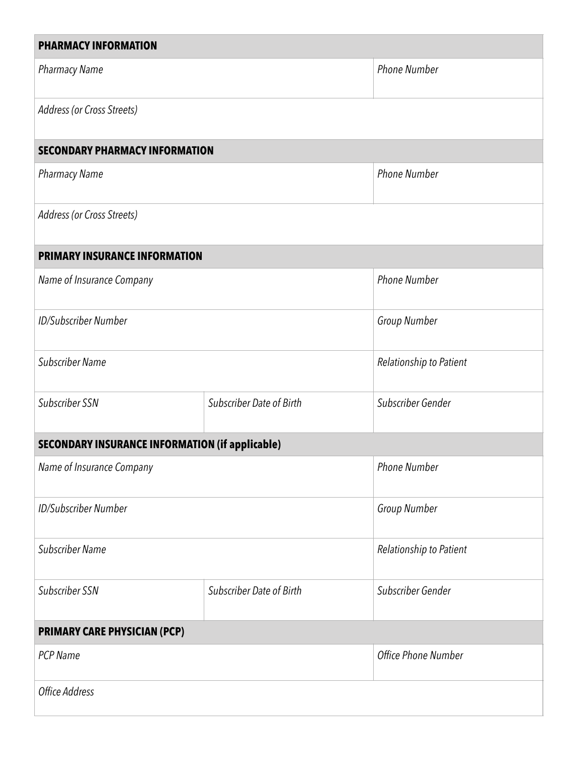## PHARMACY INFORMATION

| *Pharmacy Name* | *Phone Number* |
|---|---|
| *Address (or Cross Streets)* | |

## SECONDARY PHARMACY INFORMATION

| *Pharmacy Name* | *Phone Number* |
|---|---|
| *Address (or Cross Streets)* | |

## PRIMARY INSURANCE INFORMATION

| *Name of Insurance Company* | | *Phone Number* |
|---|---|---|
| *ID/Subscriber Number* | | *Group Number* |
| *Subscriber Name* | | *Relationship to Patient* |
| *Subscriber SSN* | *Subscriber Date of Birth* | *Subscriber Gender* |

## SECONDARY INSURANCE INFORMATION (if applicable)

| *Name of Insurance Company* | | *Phone Number* |
|---|---|---|
| *ID/Subscriber Number* | | *Group Number* |
| *Subscriber Name* | | *Relationship to Patient* |
| *Subscriber SSN* | *Subscriber Date of Birth* | *Subscriber Gender* |

## PRIMARY CARE PHYSICIAN (PCP)

| *PCP Name* | *Office Phone Number* |
|---|---|
| *Office Address* | |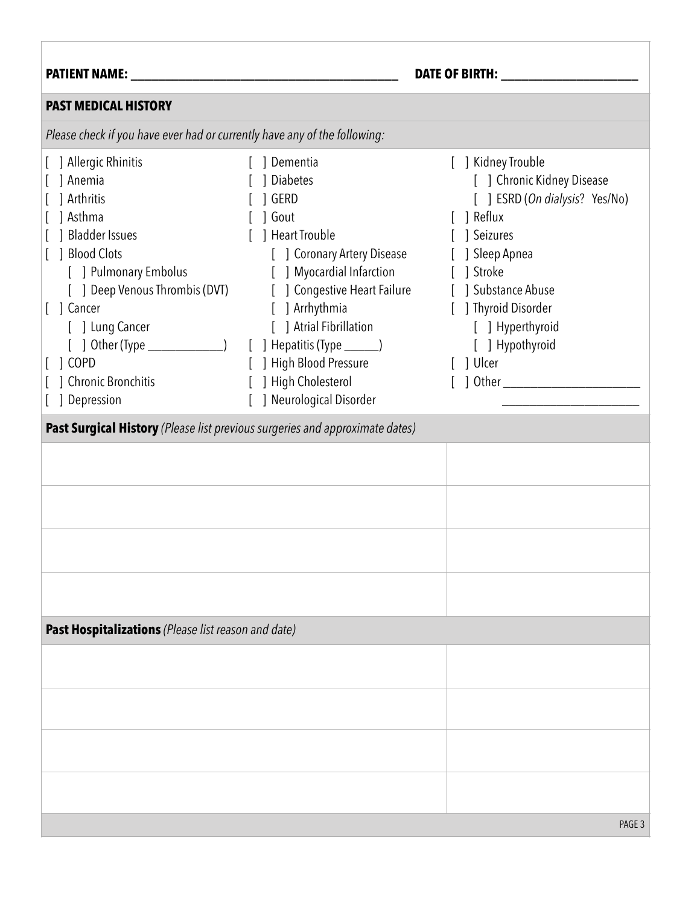**PATIENT NAME:** ____________________________________________ **DATE OF BIRTH:** ______________________

## PAST MEDICAL HISTORY

*Please check if you have ever had or currently have any of the following:*

- [ ] Allergic Rhinitis
- [ ] Anemia
- [ ] Arthritis
- [ ] Asthma
- [ ] Bladder Issues
- [ ] Blood Clots
  - [ ] Pulmonary Embolus
  - [ ] Deep Venous Thrombis (DVT)
- [ ] Cancer
  - [ ] Lung Cancer
  - [ ] Other (Type _____________)
- [ ] COPD
- [ ] Chronic Bronchitis
- [ ] Depression
- [ ] Dementia
- [ ] Diabetes
- [ ] GERD
- [ ] Gout
- [ ] Heart Trouble
  - [ ] Coronary Artery Disease
  - [ ] Myocardial Infarction
  - [ ] Congestive Heart Failure
  - [ ] Arrhythmia
  - [ ] Atrial Fibrillation
- [ ] Hepatitis (Type ______)
- [ ] High Blood Pressure
- [ ] High Cholesterol
- [ ] Neurological Disorder
- [ ] Kidney Trouble
  - [ ] Chronic Kidney Disease
  - [ ] ESRD (*On dialysis*? Yes/No)
- [ ] Reflux
- [ ] Seizures
- [ ] Sleep Apnea
- [ ] Stroke
- [ ] Substance Abuse
- [ ] Thyroid Disorder
  - [ ] Hyperthyroid
  - [ ] Hypothyroid
- [ ] Ulcer
- [ ] Other _______________________
  _______________________

**Past Surgical History** *(Please list previous surgeries and approximate dates)*

| | |
|---|---|
| | |
| | |
| | |
| | |

**Past Hospitalizations** *(Please list reason and date)*

| | |
|---|---|
| | |
| | |
| | |
| | |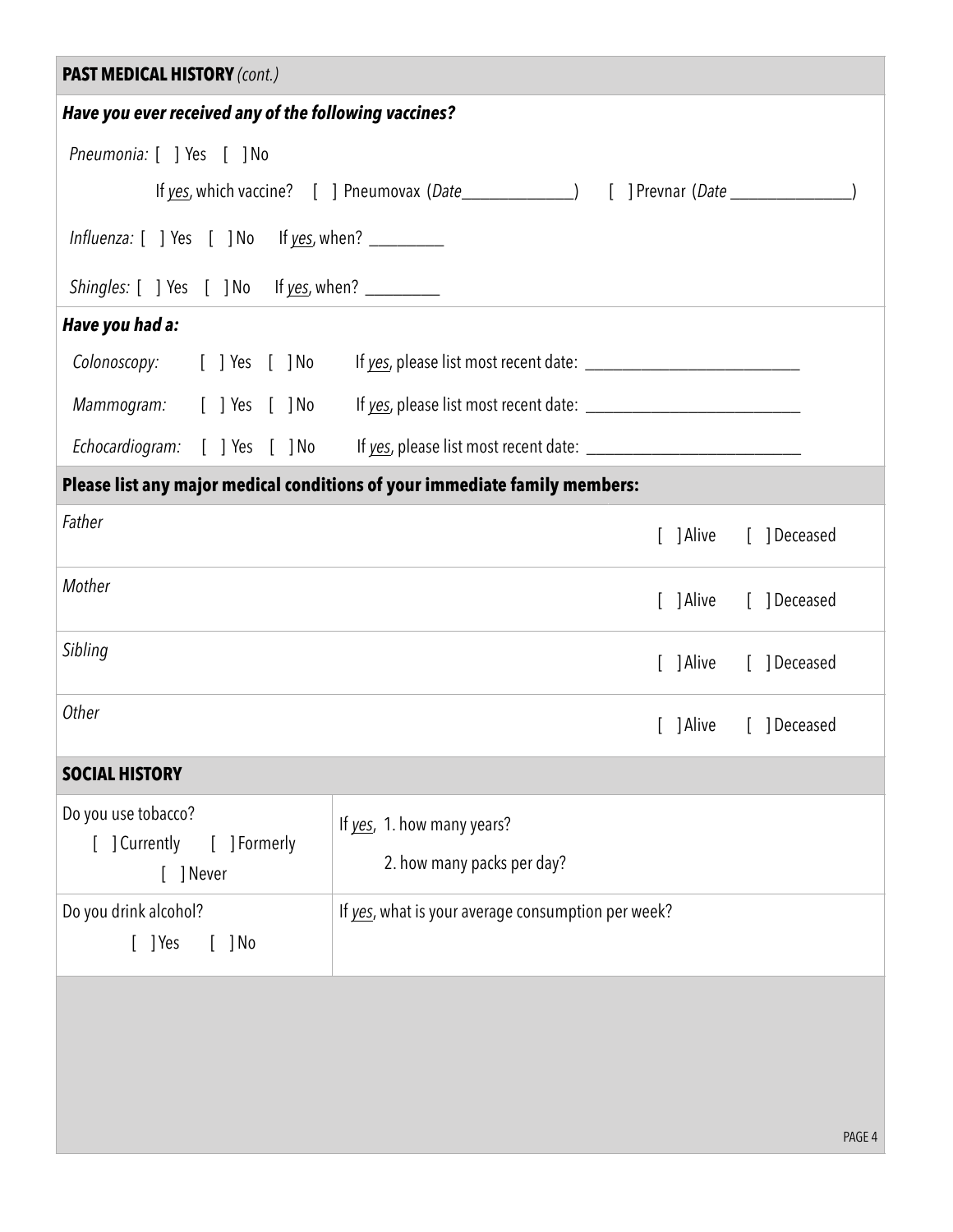## **PAST MEDICAL HISTORY** *(cont.)*

***Have you ever received any of the following vaccines?***

*Pneumonia:* [ ] Yes [ ] No

If *yes*, which vaccine? [ ] Pneumovax (*Date*_____________) [ ] Prevnar (*Date* ______________)

*Influenza:* [ ] Yes [ ] No If *yes*, when? _________

*Shingles:* [ ] Yes [ ] No If *yes*, when? _________

***Have you had a:***

*Colonoscopy:* [ ] Yes [ ] No If *yes*, please list most recent date: __________________________

*Mammogram:* [ ] Yes [ ] No If *yes*, please list most recent date: __________________________

*Echocardiogram:* [ ] Yes [ ] No If *yes*, please list most recent date: __________________________

**Please list any major medical conditions of your immediate family members:**

| | | |
|---|---|---|
| *Father* | [ ] Alive | [ ] Deceased |
| *Mother* | [ ] Alive | [ ] Deceased |
| *Sibling* | [ ] Alive | [ ] Deceased |
| *Other* | [ ] Alive | [ ] Deceased |

## **SOCIAL HISTORY**

| | |
|---|---|
| Do you use tobacco?<br>[ ] Currently [ ] Formerly<br>[ ] Never | If *yes*, 1. how many years?<br>2. how many packs per day? |
| Do you drink alcohol?<br>[ ] Yes [ ] No | If *yes*, what is your average consumption per week? |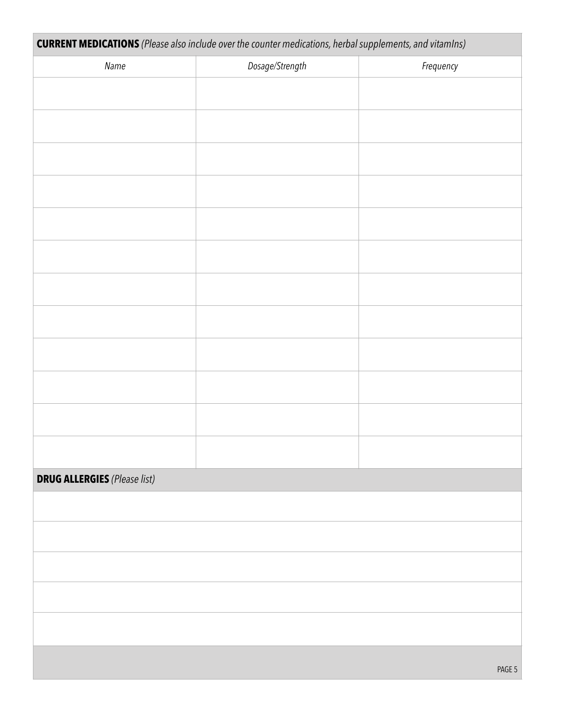**CURRENT MEDICATIONS** *(Please also include over the counter medications, herbal supplements, and vitamIns)*

| *Name* | *Dosage/Strength* | *Frequency* |
| --- | --- | --- |
| | | |
| | | |
| | | |
| | | |
| | | |
| | | |
| | | |
| | | |
| | | |
| | | |
| | | |
| | | |

**DRUG ALLERGIES** *(Please list)*

| |
| --- |
| |
| |
| |
| |
| |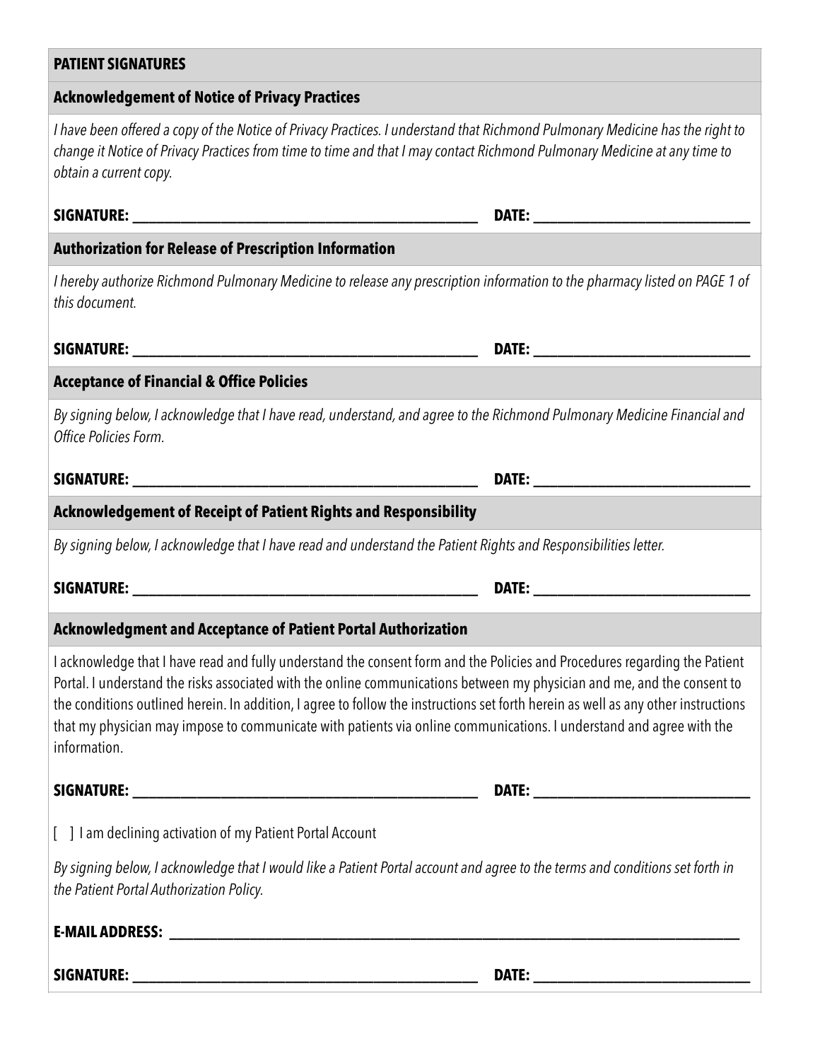## PATIENT SIGNATURES

### Acknowledgement of Notice of Privacy Practices

*I have been offered a copy of the Notice of Privacy Practices. I understand that Richmond Pulmonary Medicine has the right to change it Notice of Privacy Practices from time to time and that I may contact Richmond Pulmonary Medicine at any time to obtain a current copy.*

**SIGNATURE:** ________________________________________ **DATE:** ________________________

### Authorization for Release of Prescription Information

*I hereby authorize Richmond Pulmonary Medicine to release any prescription information to the pharmacy listed on PAGE 1 of this document.*

**SIGNATURE:** ________________________________________ **DATE:** ________________________

### Acceptance of Financial & Office Policies

*By signing below, I acknowledge that I have read, understand, and agree to the Richmond Pulmonary Medicine Financial and Office Policies Form.*

**SIGNATURE:** ________________________________________ **DATE:** ________________________

### Acknowledgement of Receipt of Patient Rights and Responsibility

*By signing below, I acknowledge that I have read and understand the Patient Rights and Responsibilities letter.*

**SIGNATURE:** ________________________________________ **DATE:** ________________________

### Acknowledgment and Acceptance of Patient Portal Authorization

I acknowledge that I have read and fully understand the consent form and the Policies and Procedures regarding the Patient Portal. I understand the risks associated with the online communications between my physician and me, and the consent to the conditions outlined herein. In addition, I agree to follow the instructions set forth herein as well as any other instructions that my physician may impose to communicate with patients via online communications. I understand and agree with the information.

**SIGNATURE:** ________________________________________ **DATE:** ________________________

[ ] I am declining activation of my Patient Portal Account

*By signing below, I acknowledge that I would like a Patient Portal account and agree to the terms and conditions set forth in the Patient Portal Authorization Policy.*

**E-MAIL ADDRESS:** ______________________________________________________________

**SIGNATURE:** ________________________________________ **DATE:** ________________________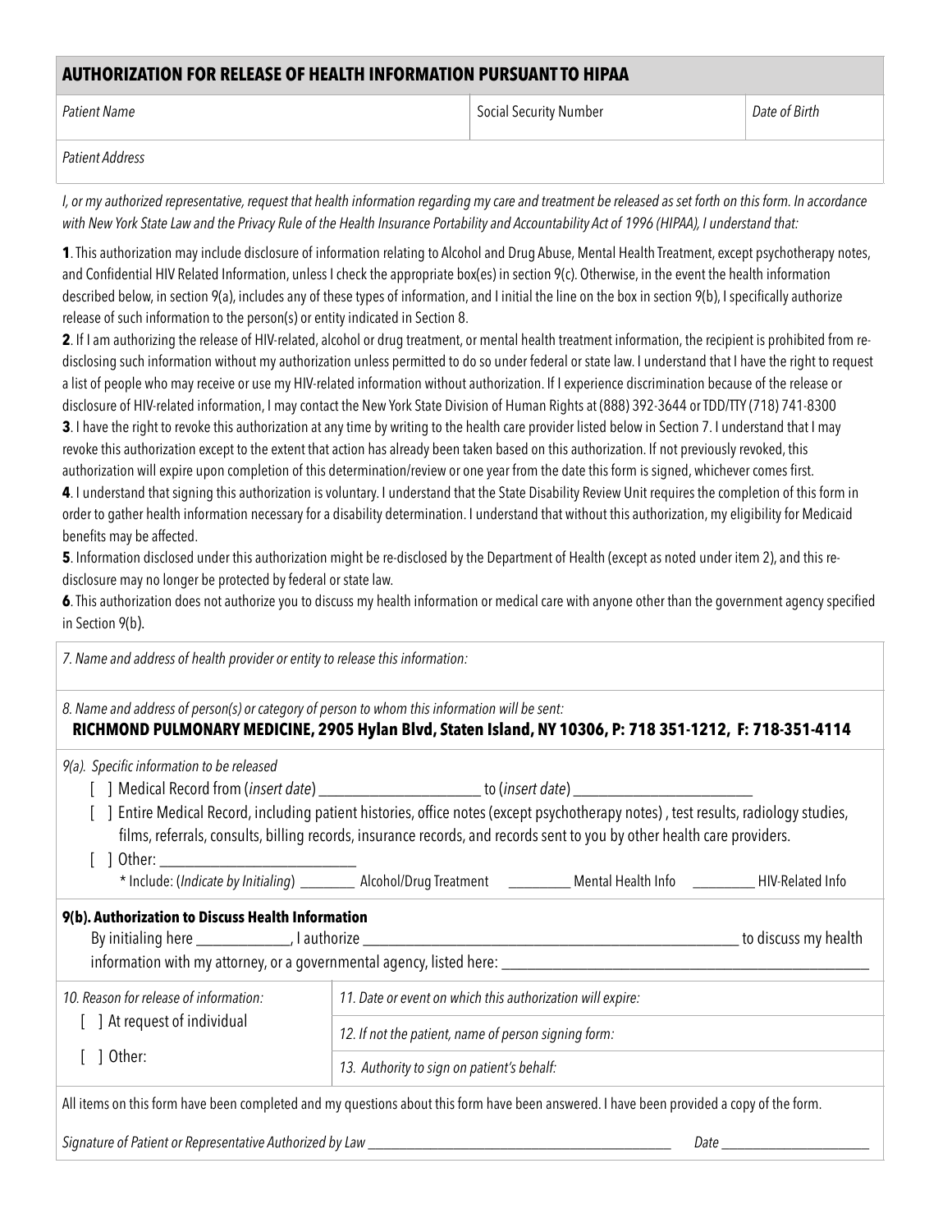## AUTHORIZATION FOR RELEASE OF HEALTH INFORMATION PURSUANT TO HIPAA

| *Patient Name* | Social Security Number | *Date of Birth* |
|---|---|---|
| *Patient Address* | | |

*I, or my authorized representative, request that health information regarding my care and treatment be released as set forth on this form. In accordance with New York State Law and the Privacy Rule of the Health Insurance Portability and Accountability Act of 1996 (HIPAA), I understand that:*

**1**. This authorization may include disclosure of information relating to Alcohol and Drug Abuse, Mental Health Treatment, except psychotherapy notes, and Confidential HIV Related Information, unless I check the appropriate box(es) in section 9(c). Otherwise, in the event the health information described below, in section 9(a), includes any of these types of information, and I initial the line on the box in section 9(b), I specifically authorize release of such information to the person(s) or entity indicated in Section 8.

**2**. If I am authorizing the release of HIV-related, alcohol or drug treatment, or mental health treatment information, the recipient is prohibited from re-disclosing such information without my authorization unless permitted to do so under federal or state law. I understand that I have the right to request a list of people who may receive or use my HIV-related information without authorization. If I experience discrimination because of the release or disclosure of HIV-related information, I may contact the New York State Division of Human Rights at (888) 392-3644 or TDD/TTY (718) 741-8300

**3**. I have the right to revoke this authorization at any time by writing to the health care provider listed below in Section 7. I understand that I may revoke this authorization except to the extent that action has already been taken based on this authorization. If not previously revoked, this authorization will expire upon completion of this determination/review or one year from the date this form is signed, whichever comes first.

**4**. I understand that signing this authorization is voluntary. I understand that the State Disability Review Unit requires the completion of this form in order to gather health information necessary for a disability determination. I understand that without this authorization, my eligibility for Medicaid benefits may be affected.

**5**. Information disclosed under this authorization might be re-disclosed by the Department of Health (except as noted under item 2), and this re-disclosure may no longer be protected by federal or state law.

**6**. This authorization does not authorize you to discuss my health information or medical care with anyone other than the government agency specified in Section 9(b).

*7. Name and address of health provider or entity to release this information:*

*8. Name and address of person(s) or category of person to whom this information will be sent:*
**RICHMOND PULMONARY MEDICINE, 2905 Hylan Blvd, Staten Island, NY 10306, P: 718 351-1212, F: 718-351-4114**

*9(a). Specific information to be released*

- [ ] Medical Record from (*insert date*) ____________________ to (*insert date*) ____________________
- [ ] Entire Medical Record, including patient histories, office notes (except psychotherapy notes), test results, radiology studies, films, referrals, consults, billing records, insurance records, and records sent to you by other health care providers.
- [ ] Other: ________________________
  - \* Include: (*Indicate by Initialing*) ________ Alcohol/Drug Treatment ________ Mental Health Info ________ HIV-Related Info

**9(b). Authorization to Discuss Health Information**

By initialing here ____________, I authorize ______________________________________________ to discuss my health information with my attorney, or a governmental agency, listed here: ______________________________________________

| | |
|---|---|
| *10. Reason for release of information:* [ ] At request of individual [ ] Other: | *11. Date or event on which this authorization will expire:* |
| | *12. If not the patient, name of person signing form:* |
| | *13. Authority to sign on patient's behalf:* |

All items on this form have been completed and my questions about this form have been answered. I have been provided a copy of the form.

*Signature of Patient or Representative Authorized by Law* ________________________________________ *Date* ____________________